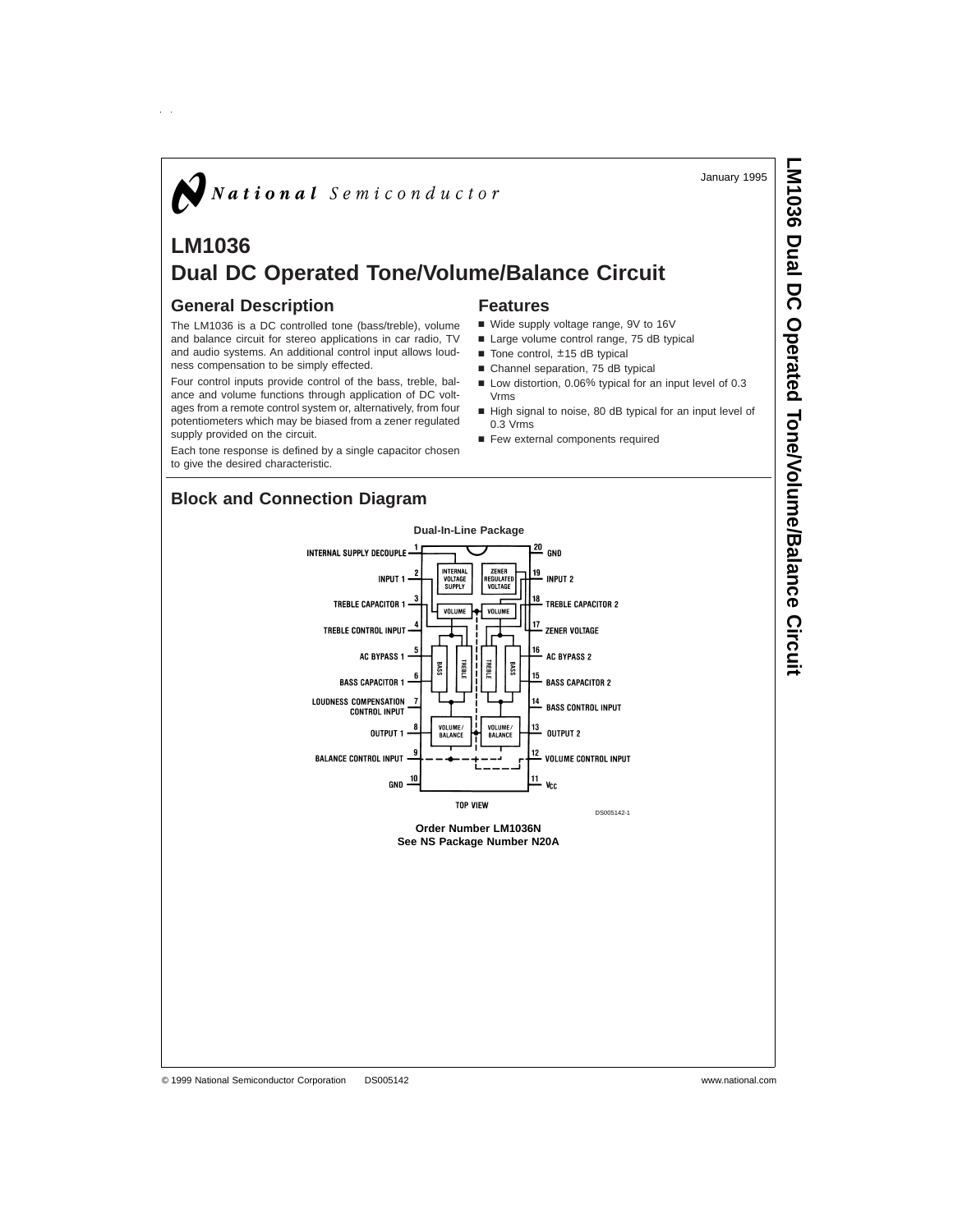National Semiconductor

January 1995

# LM1036 Dual DC Operated Tone/Volume/Balance Circuit

## General Description

The LM1036 is a DC controlled tone (bass/treble), volume and balance circuit for stereo applications in car radio, TV and audio systems. An additional control input allows loudness compensation to be simply effected.

Four control inputs provide control of the bass, treble, balance and volume functions through application of DC voltages from a remote control system or, alternatively, from four potentiometers which may be biased from a zener regulated supply provided on the circuit.

Each tone response is defined by a single capacitor chosen to give the desired characteristic.

## Features

- Wide supply voltage range, 9V to 16V
- Large volume control range, 75 dB typical
- Tone control, ±15 dB typical
- Channel separation, 75 dB typical
- Low distortion, 0.06% typical for an input level of 0.3 Vrms
- High signal to noise, 80 dB typical for an input level of 0.3 Vrms
- Few external components required

## Block and Connection Diagram

**Dual-In-Line Package**

| Pin | Function | Pin | Function |
|---|---|---|---|
| 1 | INTERNAL SUPPLY DECOUPLE | 20 | GND |
| 2 | INPUT 1 | 19 | INPUT 2 |
| 3 | TREBLE CAPACITOR 1 | 18 | TREBLE CAPACITOR 2 |
| 4 | TREBLE CONTROL INPUT | 17 | ZENER VOLTAGE |
| 5 | AC BYPASS 1 | 16 | AC BYPASS 2 |
| 6 | BASS CAPACITOR 1 | 15 | BASS CAPACITOR 2 |
| 7 | LOUDNESS COMPENSATION CONTROL INPUT | 14 | BASS CONTROL INPUT |
| 8 | OUTPUT 1 | 13 | OUTPUT 2 |
| 9 | BALANCE CONTROL INPUT | 12 | VOLUME CONTROL INPUT |
| 10 | GND | 11 | $V_{CC}$ |

TOP VIEW

DS005142-1

**Order Number LM1036N**
**See NS Package Number N20A**

© 1999 National Semiconductor Corporation DS005142 www.national.com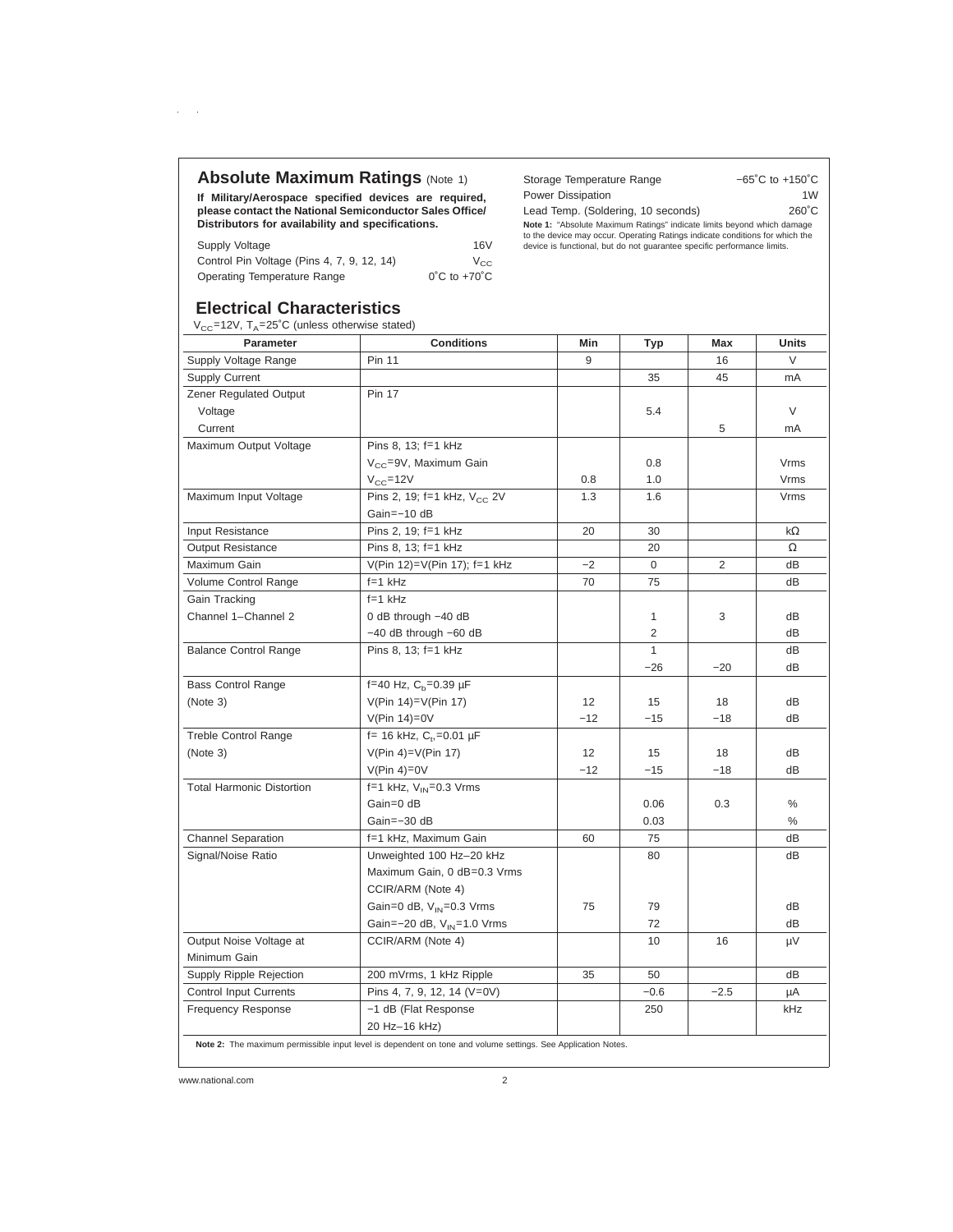## Absolute Maximum Ratings (Note 1)

**If Military/Aerospace specified devices are required, please contact the National Semiconductor Sales Office/ Distributors for availability and specifications.**

| | |
|---|---|
| Supply Voltage | 16V |
| Control Pin Voltage (Pins 4, 7, 9, 12, 14) | $V_{CC}$ |
| Operating Temperature Range | 0˚C to +70˚C |
| Storage Temperature Range | −65˚C to +150˚C |
| Power Dissipation | 1W |
| Lead Temp. (Soldering, 10 seconds) | 260˚C |

**Note 1:** "Absolute Maximum Ratings" indicate limits beyond which damage to the device may occur. Operating Ratings indicate conditions for which the device is functional, but do not guarantee specific performance limits.

## Electrical Characteristics

$V_{CC}$=12V, $T_A$=25˚C (unless otherwise stated)

| Parameter | Conditions | Min | Typ | Max | Units |
|---|---|---|---|---|---|
| Supply Voltage Range | Pin 11 | 9 | | 16 | V |
| Supply Current | | | 35 | 45 | mA |
| Zener Regulated Output | Pin 17 | | | | |
| Voltage | | | 5.4 | | V |
| Current | | | | 5 | mA |
| Maximum Output Voltage | Pins 8, 13; f=1 kHz | | | | |
| | $V_{CC}$=9V, Maximum Gain | | 0.8 | | Vrms |
| | $V_{CC}$=12V | 0.8 | 1.0 | | Vrms |
| Maximum Input Voltage | Pins 2, 19; f=1 kHz, $V_{CC}$ 2V | 1.3 | 1.6 | | Vrms |
| | Gain=−10 dB | | | | |
| Input Resistance | Pins 2, 19; f=1 kHz | 20 | 30 | | kΩ |
| Output Resistance | Pins 8, 13; f=1 kHz | | 20 | | Ω |
| Maximum Gain | V(Pin 12)=V(Pin 17); f=1 kHz | −2 | 0 | 2 | dB |
| Volume Control Range | f=1 kHz | 70 | 75 | | dB |
| Gain Tracking | f=1 kHz | | | | |
| Channel 1–Channel 2 | 0 dB through −40 dB | | 1 | 3 | dB |
| | −40 dB through −60 dB | | 2 | | dB |
| Balance Control Range | Pins 8, 13; f=1 kHz | | 1 | | dB |
| | | | −26 | −20 | dB |
| Bass Control Range | f=40 Hz, $C_b$=0.39 µF | | | | |
| (Note 3) | V(Pin 14)=V(Pin 17) | 12 | 15 | 18 | dB |
| | V(Pin 14)=0V | −12 | −15 | −18 | dB |
| Treble Control Range | f= 16 kHz, $C_t$=0.01 µF | | | | |
| (Note 3) | V(Pin 4)=V(Pin 17) | 12 | 15 | 18 | dB |
| | V(Pin 4)=0V | −12 | −15 | −18 | dB |
| Total Harmonic Distortion | f=1 kHz, $V_{IN}$=0.3 Vrms | | | | |
| | Gain=0 dB | | 0.06 | 0.3 | % |
| | Gain=−30 dB | | 0.03 | | % |
| Channel Separation | f=1 kHz, Maximum Gain | 60 | 75 | | dB |
| Signal/Noise Ratio | Unweighted 100 Hz–20 kHz | | 80 | | dB |
| | Maximum Gain, 0 dB=0.3 Vrms | | | | |
| | CCIR/ARM (Note 4) | | | | |
| | Gain=0 dB, $V_{IN}$=0.3 Vrms | 75 | 79 | | dB |
| | Gain=−20 dB, $V_{IN}$=1.0 Vrms | | 72 | | dB |
| Output Noise Voltage at Minimum Gain | CCIR/ARM (Note 4) | | 10 | 16 | µV |
| Supply Ripple Rejection | 200 mVrms, 1 kHz Ripple | 35 | 50 | | dB |
| Control Input Currents | Pins 4, 7, 9, 12, 14 (V=0V) | | −0.6 | −2.5 | µA |
| Frequency Response | −1 dB (Flat Response 20 Hz–16 kHz) | | 250 | | kHz |

**Note 2:** The maximum permissible input level is dependent on tone and volume settings. See Application Notes.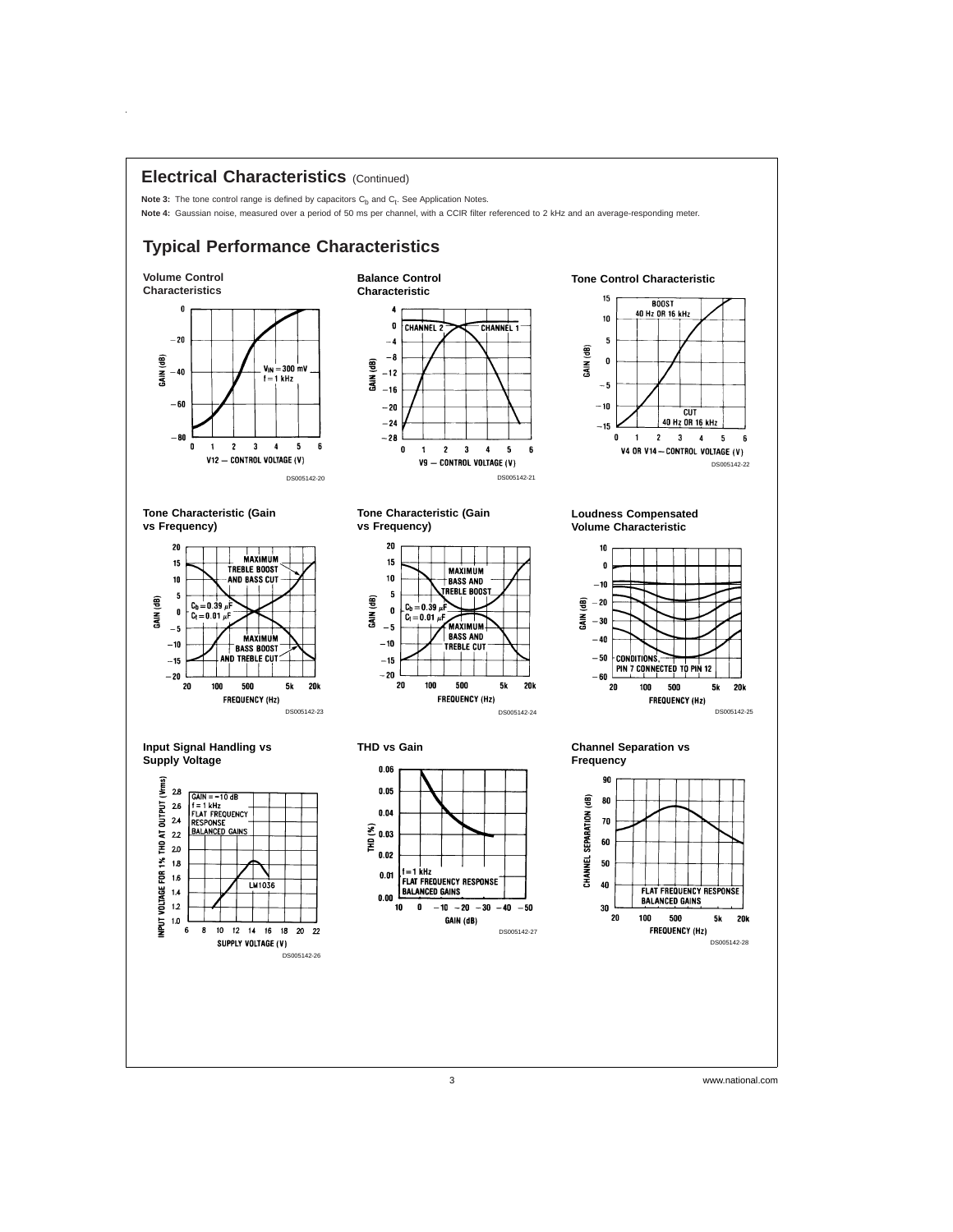## Electrical Characteristics (Continued)

**Note 3:** The tone control range is defined by capacitors $C_b$ and $C_t$. See Application Notes.

**Note 4:** Gaussian noise, measured over a period of 50 ms per channel, with a CCIR filter referenced to 2 kHz and an average-responding meter.

## Typical Performance Characteristics

**Volume Control Characteristics**

DS005142-20

**Balance Control Characteristic**

DS005142-21

**Tone Control Characteristic**

DS005142-22

**Tone Characteristic (Gain vs Frequency)**

DS005142-23

**Tone Characteristic (Gain vs Frequency)**

DS005142-24

**Loudness Compensated Volume Characteristic**

DS005142-25

**Input Signal Handling vs Supply Voltage**

DS005142-26

**THD vs Gain**

DS005142-27

**Channel Separation vs Frequency**

DS005142-28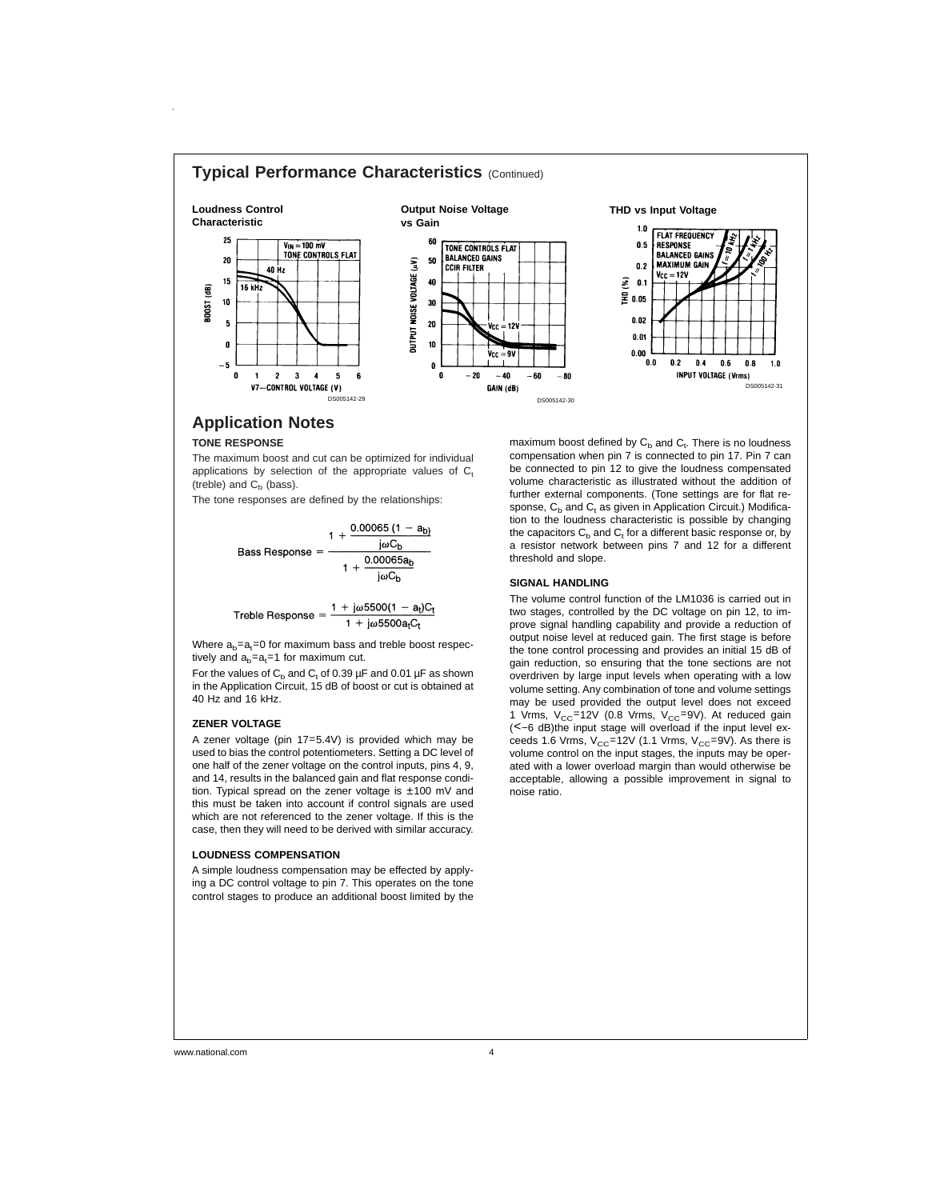## Typical Performance Characteristics (Continued)

**Loudness Control Characteristic**

**Output Noise Voltage vs Gain**

**THD vs Input Voltage**

## Application Notes

### TONE RESPONSE

The maximum boost and cut can be optimized for individual applications by selection of the appropriate values of $C_t$ (treble) and $C_b$ (bass).

The tone responses are defined by the relationships:

$$\text{Bass Response} = \frac{1 + \dfrac{0.00065\,(1 - a_b)}{j\omega C_b}}{1 + \dfrac{0.00065 a_b}{j\omega C_b}}$$

$$\text{Treble Response} = \frac{1 + j\omega 5500(1 - a_t)C_t}{1 + j\omega 5500 a_t C_t}$$

Where $a_b = a_t = 0$ for maximum bass and treble boost respectively and $a_b = a_t = 1$ for maximum cut.

For the values of $C_b$ and $C_t$ of 0.39 µF and 0.01 µF as shown in the Application Circuit, 15 dB of boost or cut is obtained at 40 Hz and 16 kHz.

### ZENER VOLTAGE

A zener voltage (pin 17=5.4V) is provided which may be used to bias the control potentiometers. Setting a DC level of one half of the zener voltage on the control inputs, pins 4, 9, and 14, results in the balanced gain and flat response condition. Typical spread on the zener voltage is ±100 mV and this must be taken into account if control signals are used which are not referenced to the zener voltage. If this is the case, then they will need to be derived with similar accuracy.

### LOUDNESS COMPENSATION

A simple loudness compensation may be effected by applying a DC control voltage to pin 7. This operates on the tone control stages to produce an additional boost limited by the maximum boost defined by $C_b$ and $C_t$. There is no loudness compensation when pin 7 is connected to pin 17. Pin 7 can be connected to pin 12 to give the loudness compensated volume characteristic as illustrated without the addition of further external components. (Tone settings are for flat response, $C_b$ and $C_t$ as given in Application Circuit.) Modification to the loudness characteristic is possible by changing the capacitors $C_b$ and $C_t$ for a different basic response or, by a resistor network between pins 7 and 12 for a different threshold and slope.

### SIGNAL HANDLING

The volume control function of the LM1036 is carried out in two stages, controlled by the DC voltage on pin 12, to improve signal handling capability and provide a reduction of output noise level at reduced gain. The first stage is before the tone control processing and provides an initial 15 dB of gain reduction, so ensuring that the tone sections are not overdriven by large input levels when operating with a low volume setting. Any combination of tone and volume settings may be used provided the output level does not exceed 1 Vrms, $V_{CC}$=12V (0.8 Vrms, $V_{CC}$=9V). At reduced gain (<−6 dB)the input stage will overload if the input level exceeds 1.6 Vrms, $V_{CC}$=12V (1.1 Vrms, $V_{CC}$=9V). As there is volume control on the input stages, the inputs may be operated with a lower overload margin than would otherwise be acceptable, allowing a possible improvement in signal to noise ratio.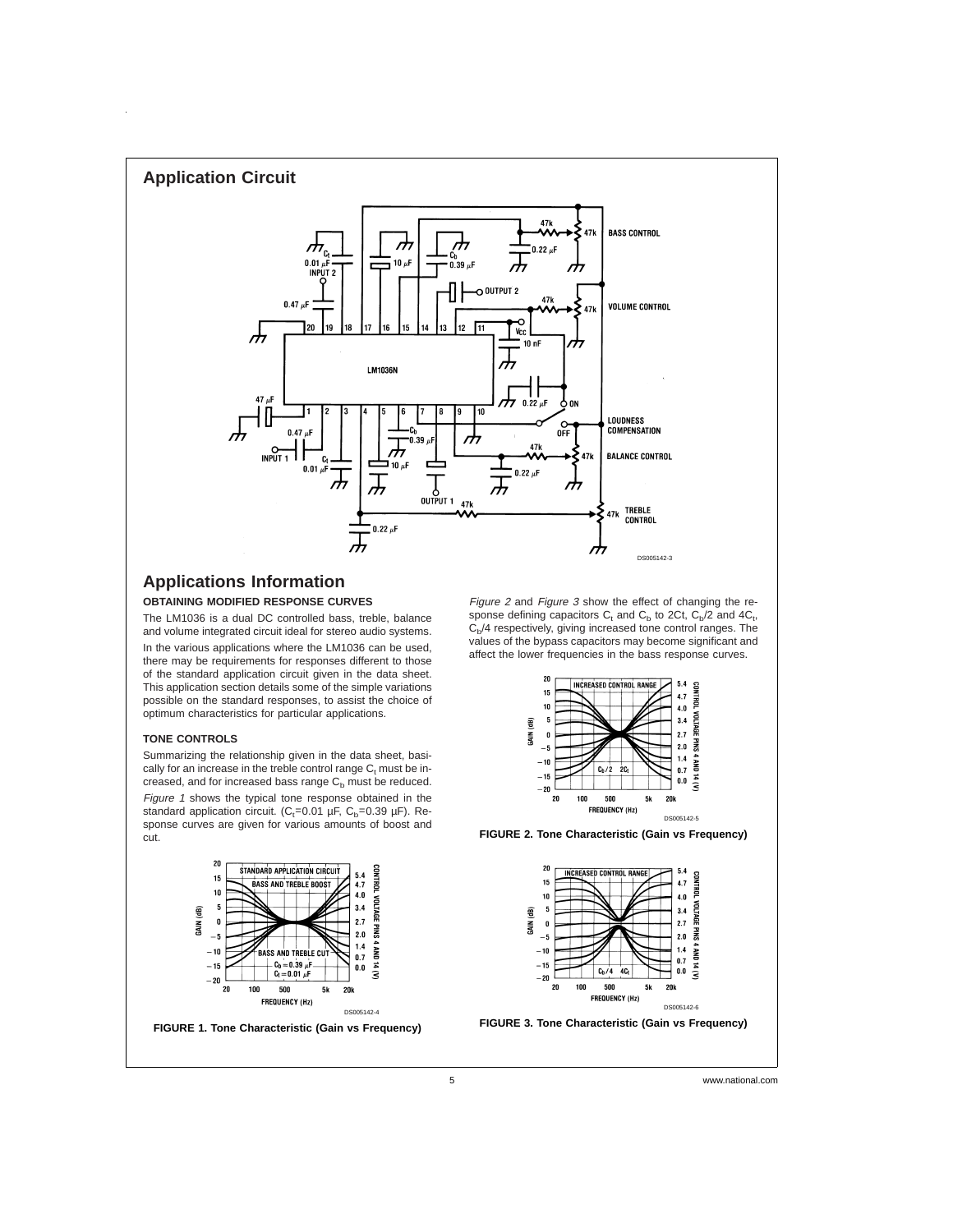## Application Circuit

DS005142-3

## Applications Information

### OBTAINING MODIFIED RESPONSE CURVES

The LM1036 is a dual DC controlled bass, treble, balance and volume integrated circuit ideal for stereo audio systems.

In the various applications where the LM1036 can be used, there may be requirements for responses different to those of the standard application circuit given in the data sheet. This application section details some of the simple variations possible on the standard responses, to assist the choice of optimum characteristics for particular applications.

### TONE CONTROLS

Summarizing the relationship given in the data sheet, basically for an increase in the treble control range $C_t$ must be increased, and for increased bass range $C_b$ must be reduced.

*Figure 1* shows the typical tone response obtained in the standard application circuit. ($C_t$=0.01 µF, $C_b$=0.39 µF). Response curves are given for various amounts of boost and cut.

DS005142-4

**FIGURE 1. Tone Characteristic (Gain vs Frequency)**

*Figure 2* and *Figure 3* show the effect of changing the response defining capacitors $C_t$ and $C_b$ to 2Ct, $C_b$/2 and 4$C_t$, $C_b$/4 respectively, giving increased tone control ranges. The values of the bypass capacitors may become significant and affect the lower frequencies in the bass response curves.

DS005142-5

**FIGURE 2. Tone Characteristic (Gain vs Frequency)**

DS005142-6

**FIGURE 3. Tone Characteristic (Gain vs Frequency)**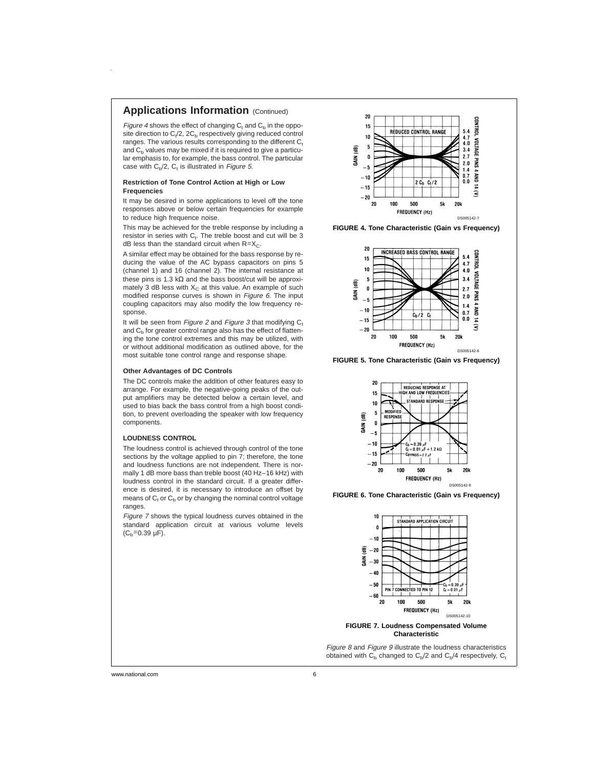## Applications Information (Continued)

*Figure 4* shows the effect of changing $C_t$ and $C_b$ in the opposite direction to $C_t/2$, $2C_b$ respectively giving reduced control ranges. The various results corresponding to the different $C_t$ and $C_b$ values may be mixed if it is required to give a particular emphasis to, for example, the bass control. The particular case with $C_b/2$, $C_t$ is illustrated in *Figure 5*.

**Restriction of Tone Control Action at High or Low Frequencies**

It may be desired in some applications to level off the tone responses above or below certain frequencies for example to reduce high frequence noise.

This may be achieved for the treble response by including a resistor in series with $C_t$. The treble boost and cut will be 3 dB less than the standard circuit when $R=X_C$.

A similar effect may be obtained for the bass response by reducing the value of the AC bypass capacitors on pins 5 (channel 1) and 16 (channel 2). The internal resistance at these pins is 1.3 kΩ and the bass boost/cut will be approximately 3 dB less with $X_C$ at this value. An example of such modified response curves is shown in *Figure 6*. The input coupling capacitors may also modify the low frequency response.

It will be seen from *Figure 2* and *Figure 3* that modifying $C_t$ and $C_b$ for greater control range also has the effect of flattening the tone control extremes and this may be utilized, with or without additional modification as outlined above, for the most suitable tone control range and response shape.

**Other Advantages of DC Controls**

The DC controls make the addition of other features easy to arrange. For example, the negative-going peaks of the output amplifiers may be detected below a certain level, and used to bias back the bass control from a high boost condition, to prevent overloading the speaker with low frequency components.

**LOUDNESS CONTROL**

The loudness control is achieved through control of the tone sections by the voltage applied to pin 7; therefore, the tone and loudness functions are not independent. There is normally 1 dB more bass than treble boost (40 Hz–16 kHz) with loudness control in the standard circuit. If a greater difference is desired, it is necessary to introduce an offset by means of $C_t$ or $C_b$ or by changing the nominal control voltage ranges.

*Figure 7* shows the typical loudness curves obtained in the standard application circuit at various volume levels ($C_b$=0.39 µF).

FIGURE 4. Tone Characteristic (Gain vs Frequency)

FIGURE 5. Tone Characteristic (Gain vs Frequency)

FIGURE 6. Tone Characteristic (Gain vs Frequency)

FIGURE 7. Loudness Compensated Volume Characteristic

*Figure 8* and *Figure 9* illustrate the loudness characteristics obtained with $C_b$ changed to $C_b/2$ and $C_b/4$ respectively, $C_t$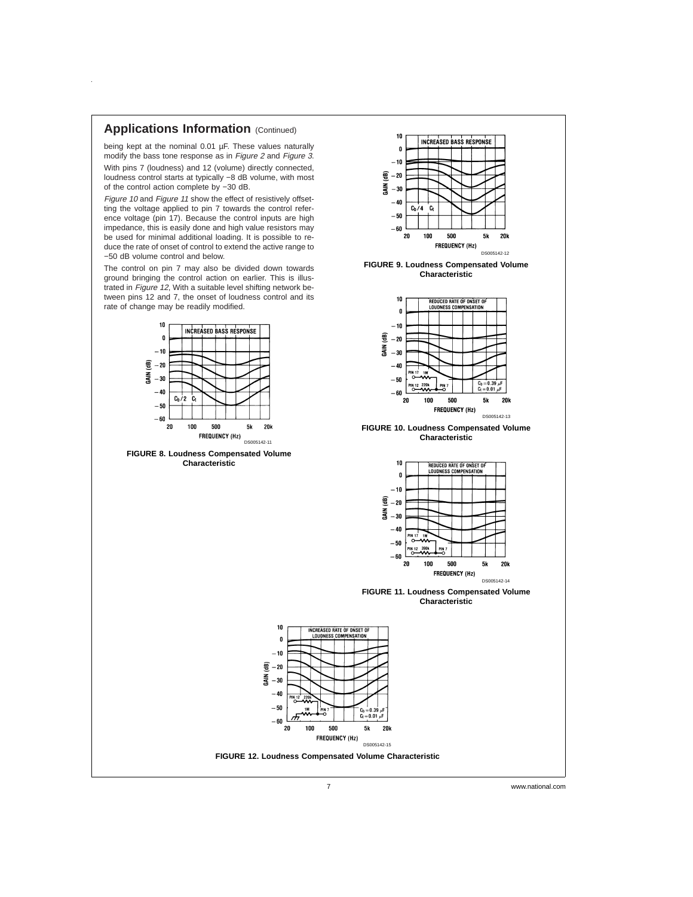## Applications Information (Continued)

being kept at the nominal 0.01 µF. These values naturally modify the bass tone response as in *Figure 2* and *Figure 3*.

With pins 7 (loudness) and 12 (volume) directly connected, loudness control starts at typically −8 dB volume, with most of the control action complete by −30 dB.

*Figure 10* and *Figure 11* show the effect of resistively offsetting the voltage applied to pin 7 towards the control reference voltage (pin 17). Because the control inputs are high impedance, this is easily done and high value resistors may be used for minimal additional loading. It is possible to reduce the rate of onset of control to extend the active range to −50 dB volume control and below.

The control on pin 7 may also be divided down towards ground bringing the control action on earlier. This is illustrated in *Figure 12*, With a suitable level shifting network between pins 12 and 7, the onset of loudness control and its rate of change may be readily modified.

**FIGURE 8. Loudness Compensated Volume Characteristic**

**FIGURE 9. Loudness Compensated Volume Characteristic**

**FIGURE 10. Loudness Compensated Volume Characteristic**

**FIGURE 11. Loudness Compensated Volume Characteristic**

**FIGURE 12. Loudness Compensated Volume Characteristic**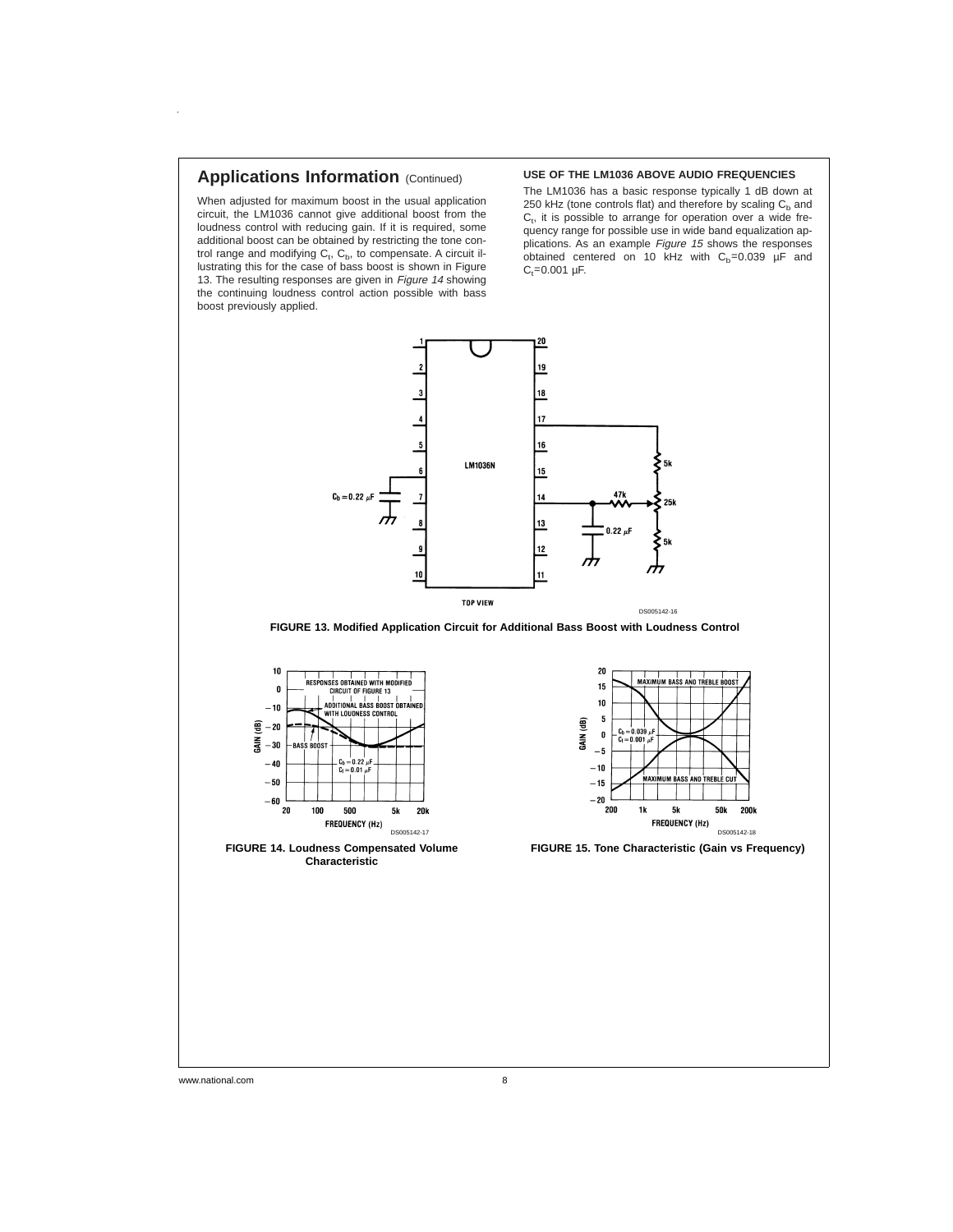## Applications Information (Continued)

When adjusted for maximum boost in the usual application circuit, the LM1036 cannot give additional boost from the loudness control with reducing gain. If it is required, some additional boost can be obtained by restricting the tone control range and modifying $C_t$, $C_b$, to compensate. A circuit illustrating this for the case of bass boost is shown in Figure 13. The resulting responses are given in *Figure 14* showing the continuing loudness control action possible with bass boost previously applied.

### USE OF THE LM1036 ABOVE AUDIO FREQUENCIES

The LM1036 has a basic response typically 1 dB down at 250 kHz (tone controls flat) and therefore by scaling $C_b$ and $C_t$, it is possible to arrange for operation over a wide frequency range for possible use in wide band equalization applications. As an example *Figure 15* shows the responses obtained centered on 10 kHz with $C_b$=0.039 µF and $C_t$=0.001 µF.

**FIGURE 13. Modified Application Circuit for Additional Bass Boost with Loudness Control**

**FIGURE 14. Loudness Compensated Volume Characteristic**

**FIGURE 15. Tone Characteristic (Gain vs Frequency)**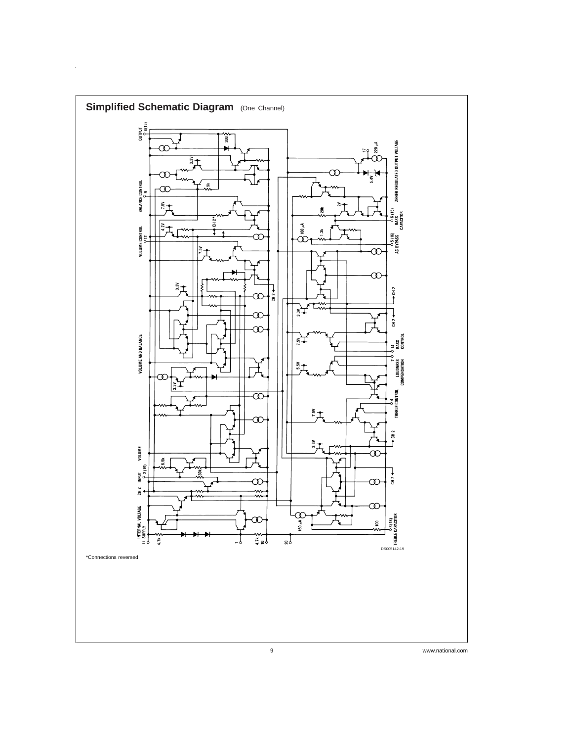## Simplified Schematic Diagram (One Channel)

DS005142-19

*Connections reversed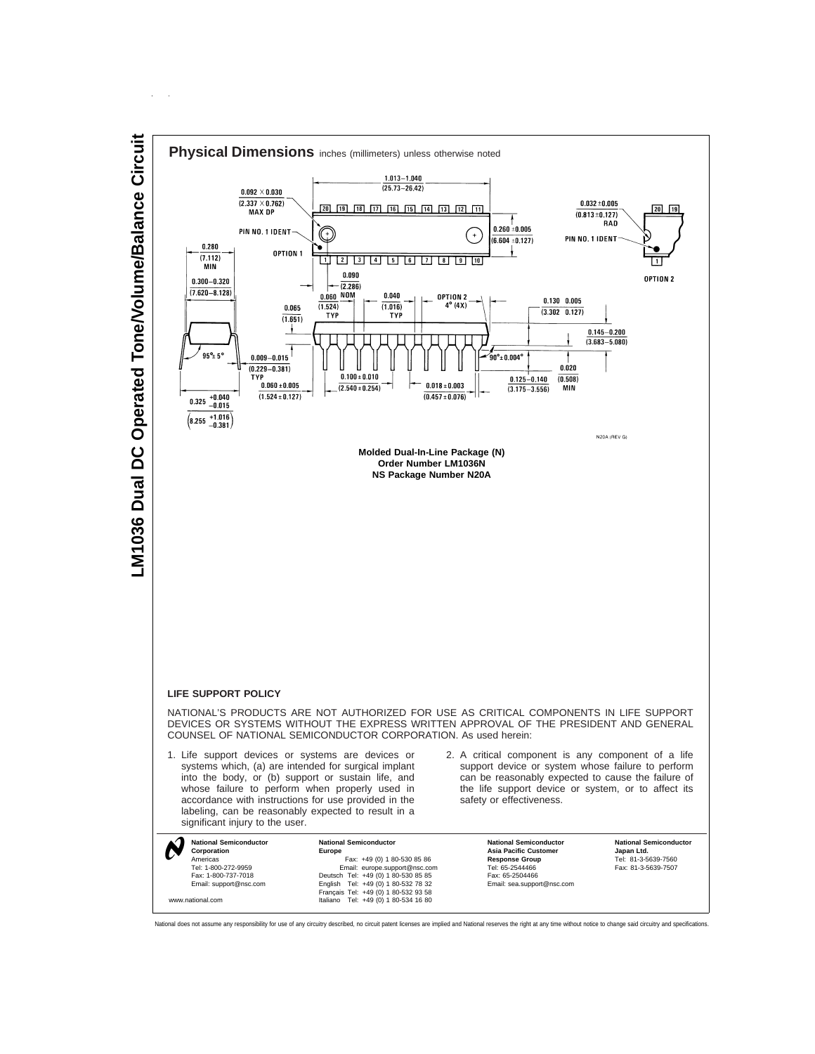## Physical Dimensions inches (millimeters) unless otherwise noted

1.013–1.040
(25.73–26.42)

0.092 × 0.030
(2.337 × 0.762)
MAX DP

PIN NO. 1 IDENT

OPTION 1

0.260 ±0.005
(6.604 ±0.127)

0.032 ±0.005
(0.813 ±0.127)
RAD

PIN NO. 1 IDENT

OPTION 2

0.280
(7.112)
MIN

0.300–0.320
(7.620–8.128)

0.090
(2.286)

0.060 NOM
(1.524)
TYP

0.040
(1.016)
TYP

OPTION 2
4° (4X)

0.130 0.005
(3.302 0.127)

0.065
(1.651)

0.145–0.200
(3.683–5.080)

95° ± 5°

0.009–0.015
(0.229–0.381)
TYP

90° ± 0.004°

0.020
(0.508)
MIN

0.100 ± 0.010
(2.540 ± 0.254)

0.125–0.140
(3.175–3.556)

0.060 ± 0.005
(1.524 ± 0.127)

0.018 ± 0.003
(0.457 ± 0.076)

0.325 +0.040 −0.015
(8.255 +1.016 −0.381)

N20A (REV G)

**Molded Dual-In-Line Package (N)**
**Order Number LM1036N**
**NS Package Number N20A**

### LIFE SUPPORT POLICY

NATIONAL'S PRODUCTS ARE NOT AUTHORIZED FOR USE AS CRITICAL COMPONENTS IN LIFE SUPPORT DEVICES OR SYSTEMS WITHOUT THE EXPRESS WRITTEN APPROVAL OF THE PRESIDENT AND GENERAL COUNSEL OF NATIONAL SEMICONDUCTOR CORPORATION. As used herein:

1. Life support devices or systems are devices or systems which, (a) are intended for surgical implant into the body, or (b) support or sustain life, and whose failure to perform when properly used in accordance with instructions for use provided in the labeling, can be reasonably expected to result in a significant injury to the user.
2. A critical component is any component of a life support device or system whose failure to perform can be reasonably expected to cause the failure of the life support device or system, or to affect its safety or effectiveness.

**National Semiconductor Corporation**
Americas
Tel: 1-800-272-9959
Fax: 1-800-737-7018
Email: support@nsc.com

www.national.com

**National Semiconductor Europe**
Fax: +49 (0) 1 80-530 85 86
Email: europe.support@nsc.com
Deutsch Tel: +49 (0) 1 80-530 85 85
English Tel: +49 (0) 1 80-532 78 32
Français Tel: +49 (0) 1 80-532 93 58
Italiano Tel: +49 (0) 1 80-534 16 80

**National Semiconductor Asia Pacific Customer Response Group**
Tel: 65-2544466
Fax: 65-2504466
Email: sea.support@nsc.com

**National Semiconductor Japan Ltd.**
Tel: 81-3-5639-7560
Fax: 81-3-5639-7507

National does not assume any responsibility for use of any circuitry described, no circuit patent licenses are implied and National reserves the right at any time without notice to change said circuitry and specifications.